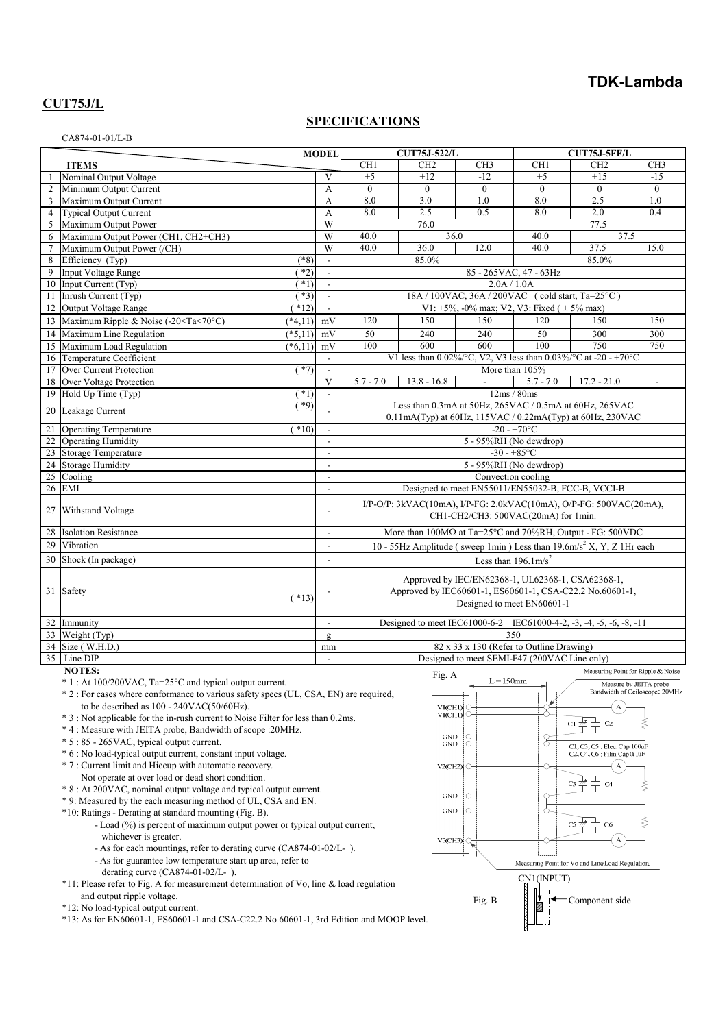**TDK-Lambda**

## CUT75J/L

## SPECIFICATIONS

CA874-01-01/L-B

| | ITEMS | | MODEL | CUT75J-522/L | | | CUT75J-5FF/L | | |
|---|---|---|---|---|---|---|---|---|---|
| | | | | CH1 | CH2 | CH3 | CH1 | CH2 | CH3 |
| 1 | Nominal Output Voltage | | V | +5 | +12 | -12 | +5 | +15 | -15 |
| 2 | Minimum Output Current | | A | 0 | 0 | 0 | 0 | 0 | 0 |
| 3 | Maximum Output Current | | A | 8.0 | 3.0 | 1.0 | 8.0 | 2.5 | 1.0 |
| 4 | Typical Output Current | | A | 8.0 | 2.5 | 0.5 | 8.0 | 2.0 | 0.4 |
| 5 | Maximum Output Power | | W | 76.0 | | | 77.5 | | |
| 6 | Maximum Output Power (CH1, CH2+CH3) | | W | 40.0 | 36.0 | | 40.0 | 37.5 | |
| 7 | Maximum Output Power (/CH) | | W | 40.0 | 36.0 | 12.0 | 40.0 | 37.5 | 15.0 |
| 8 | Efficiency (Typ) | (*8) | - | 85.0% | | | 85.0% | | |
| 9 | Input Voltage Range | (*2) | - | 85 - 265VAC, 47 - 63Hz | | | | | |
| 10 | Input Current (Typ) | (*1) | - | 2.0A / 1.0A | | | | | |
| 11 | Inrush Current (Typ) | (*3) | - | 18A / 100VAC, 36A / 200VAC (cold start, Ta=25°C) | | | | | |
| 12 | Output Voltage Range | (*12) | - | V1: +5%, -0% max; V2, V3: Fixed ( ± 5% max) | | | | | |
| 13 | Maximum Ripple & Noise (-20<Ta<70°C) | (*4,11) | mV | 120 | 150 | 150 | 120 | 150 | 150 |
| 14 | Maximum Line Regulation | (*5,11) | mV | 50 | 240 | 240 | 50 | 300 | 300 |
| 15 | Maximum Load Regulation | (*6,11) | mV | 100 | 600 | 600 | 100 | 750 | 750 |
| 16 | Temperature Coefficient | | - | V1 less than 0.02%/°C, V2, V3 less than 0.03%/°C at -20 - +70°C | | | | | |
| 17 | Over Current Protection | (*7) | - | More than 105% | | | | | |
| 18 | Over Voltage Protection | | V | 5.7 - 7.0 | 13.8 - 16.8 | - | 5.7 - 7.0 | 17.2 - 21.0 | - |
| 19 | Hold Up Time (Typ) | (*1) | - | 12ms / 80ms | | | | | |
| 20 | Leakage Current | (*9) | - | Less than 0.3mA at 50Hz, 265VAC / 0.5mA at 60Hz, 265VAC 0.11mA(Typ) at 60Hz, 115VAC / 0.22mA(Typ) at 60Hz, 230VAC | | | | | |
| 21 | Operating Temperature | (*10) | - | -20 - +70°C | | | | | |
| 22 | Operating Humidity | | - | 5 - 95%RH (No dewdrop) | | | | | |
| 23 | Storage Temperature | | - | -30 - +85°C | | | | | |
| 24 | Storage Humidity | | - | 5 - 95%RH (No dewdrop) | | | | | |
| 25 | Cooling | | - | Convection cooling | | | | | |
| 26 | EMI | | - | Designed to meet EN55011/EN55032-B, FCC-B, VCCI-B | | | | | |
| 27 | Withstand Voltage | | - | I/P-O/P: 3kVAC(10mA), I/P-FG: 2.0kVAC(10mA), O/P-FG: 500VAC(20mA), CH1-CH2/CH3: 500VAC(20mA) for 1min. | | | | | |
| 28 | Isolation Resistance | | - | More than 100MΩ at Ta=25°C and 70%RH, Output - FG: 500VDC | | | | | |
| 29 | Vibration | | - | 10 - 55Hz Amplitude ( sweep 1min ) Less than 19.6m/s$^2$ X, Y, Z 1Hr each | | | | | |
| 30 | Shock (In package) | | - | Less than 196.1m/s$^2$ | | | | | |
| 31 | Safety | (*13) | - | Approved by IEC/EN62368-1, UL62368-1, CSA62368-1, Approved by IEC60601-1, ES60601-1, CSA-C22.2 No.60601-1, Designed to meet EN60601-1 | | | | | |
| 32 | Immunity | | - | Designed to meet IEC61000-6-2 IEC61000-4-2, -3, -4, -5, -6, -8, -11 | | | | | |
| 33 | Weight (Typ) | | g | 350 | | | | | |
| 34 | Size ( W.H.D.) | | mm | 82 x 33 x 130 (Refer to Outline Drawing) | | | | | |
| 35 | Line DIP | | - | Designed to meet SEMI-F47 (200VAC Line only) | | | | | |

**NOTES:**

* 1 : At 100/200VAC, Ta=25°C and typical output current.
* 2 : For cases where conformance to various safety specs (UL, CSA, EN) are required, to be described as 100 - 240VAC(50/60Hz).
* 3 : Not applicable for the in-rush current to Noise Filter for less than 0.2ms.
* 4 : Measure with JEITA probe, Bandwidth of scope :20MHz.
* 5 : 85 - 265VAC, typical output current.
* 6 : No load-typical output current, constant input voltage.
* 7 : Current limit and Hiccup with automatic recovery. Not operate at over load or dead short condition.
* 8 : At 200VAC, nominal output voltage and typical output current.
* 9: Measured by the each measuring method of UL, CSA and EN.
*10: Ratings - Derating at standard mounting (Fig. B).
  - Load (%) is percent of maximum output power or typical output current, whichever is greater.
  - As for each mountings, refer to derating curve (CA874-01-02/L-_).
  - As for guarantee low temperature start up area, refer to derating curve (CA874-01-02/L-_).
*11: Please refer to Fig. A for measurement determination of Vo, line & load regulation and output ripple voltage.
*12: No load-typical output current.
*13: As for EN60601-1, ES60601-1 and CSA-C22.2 No.60601-1, 3rd Edition and MOOP level.

Fig. A

L = 150mm

Measuring Point for Ripple & Noise
Measure by JEITA probe.
Bandwidth of Ocilloscope: 20MHz

V1(CH1), V1(CH1), GND, GND, V2(CH2), GND, GND, V3(CH3)

C1, C3, C5 : Elec. Cap 100uF
C2, C4, C6 : Film Cap 0.1uF

Measuring Point for Vo and Line/Load Regulation.

Fig. B

CN1(INPUT)

Component side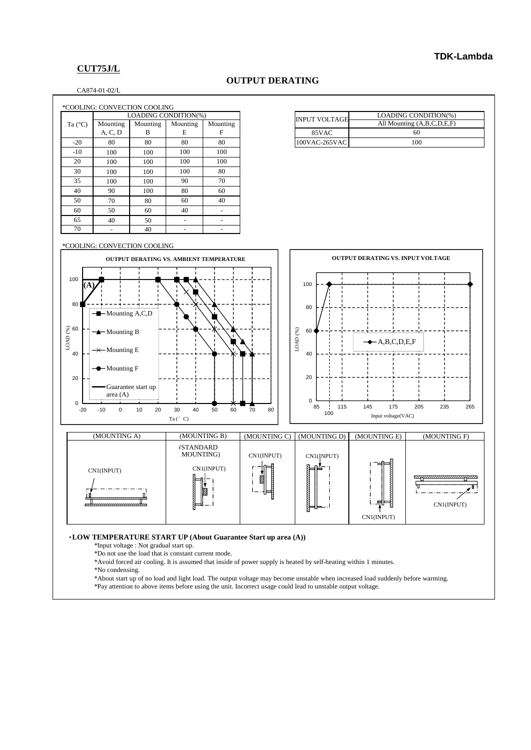**TDK-Lambda**

**CUT75J/L**

## OUTPUT DERATING

CA874-01-02/L

*COOLING: CONVECTION COOLING

| Ta (°C) | LOADING CONDITION(%) | | | |
|---|---|---|---|---|
| | Mounting A, C, D | Mounting B | Mounting E | Mounting F |
| -20 | 80 | 80 | 80 | 80 |
| -10 | 100 | 100 | 100 | 100 |
| 20 | 100 | 100 | 100 | 100 |
| 30 | 100 | 100 | 100 | 80 |
| 35 | 100 | 100 | 90 | 70 |
| 40 | 90 | 100 | 80 | 60 |
| 50 | 70 | 80 | 60 | 40 |
| 60 | 50 | 60 | 40 | - |
| 65 | 40 | 50 | - | - |
| 70 | - | 40 | - | - |

| INPUT VOLTAGE | LOADING CONDITION(%) All Mounting (A,B,C,D,E,F) |
|---|---|
| 85VAC | 60 |
| 100VAC-265VAC | 100 |

*COOLING: CONVECTION COOLING

OUTPUT DERATING VS. AMBIENT TEMPERATURE

LOAD (%)

Ta (° C)

(A)

Mounting A,C,D

Mounting B

Mounting E

Mounting F

Guarantee start up area (A)

100, 80, 60, 40, 20, 0

-20, -10, 0, 10, 20, 30, 40, 50, 60, 70, 80

OUTPUT DERATING VS. INPUT VOLTAGE

LOAD (%)

Input voltage(VAC)

A,B,C,D,E,F

100, 80, 60, 40, 20, 0

85, 100, 115, 145, 175, 205, 235, 265

(MOUNTING A) CN1(INPUT)

(MOUNTING B) (STANDARD MOUNTING) CN1(INPUT)

(MOUNTING C) CN1(INPUT)

(MOUNTING D) CN1(INPUT)

(MOUNTING E) CN1(INPUT)

(MOUNTING F) CN1(INPUT)

**・LOW TEMPERATURE START UP (About Guarantee Start up area (A))**

*Input voltage : Not gradual start up.

*Do not use the load that is constant current mode.

*Avoid forced air cooling. It is assumed that inside of power supply is heated by self-heating within 1 minutes.

*No condensing.

*About start up of no load and light load. The output voltage may become unstable when increased load suddenly before warming.

*Pay attention to above items before using the unit. Incorrect usage could lead to unstable output voltage.